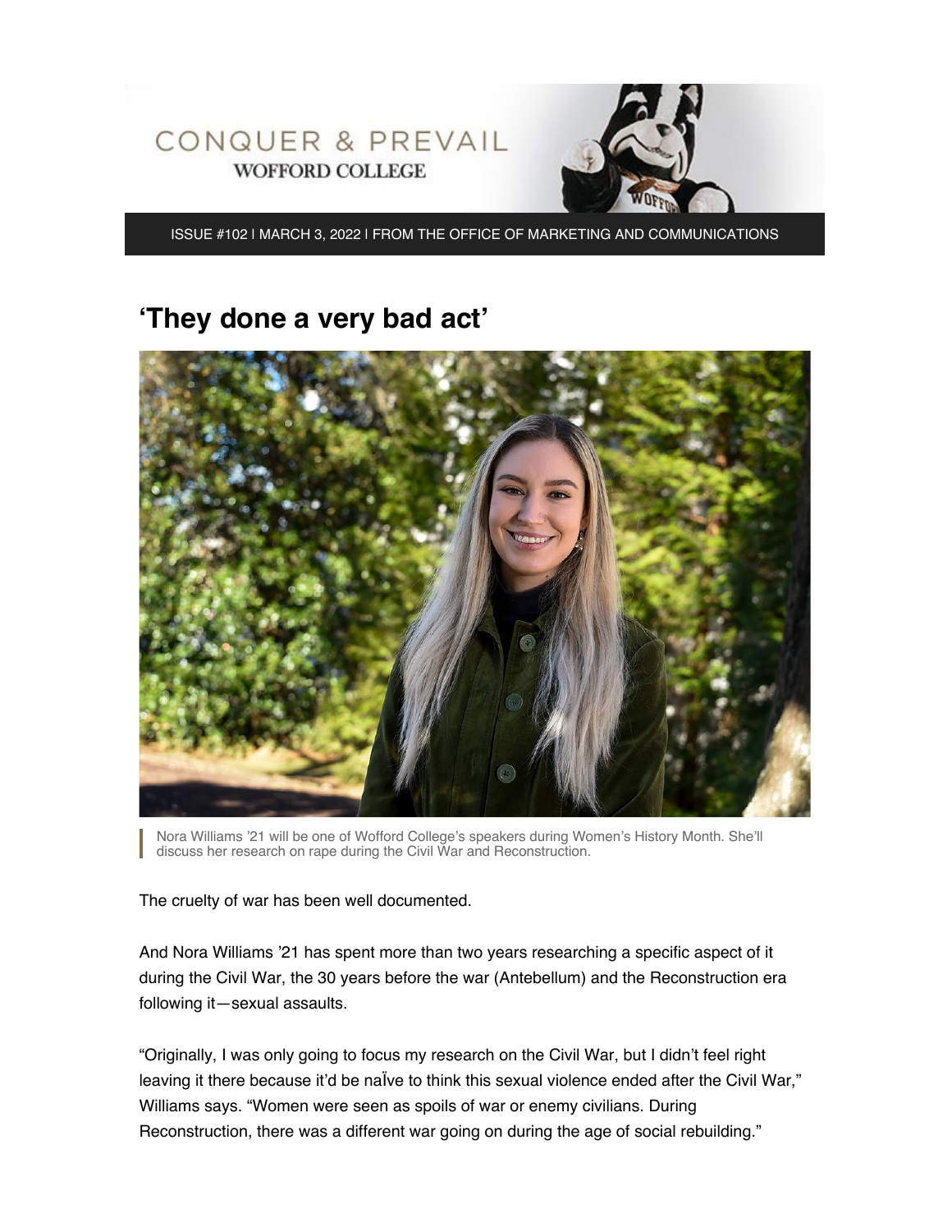CONQUER & PREVAIL
WOFFORD COLLEGE

ISSUE #102 | MARCH 3, 2022 | FROM THE OFFICE OF MARKETING AND COMMUNICATIONS

# 'They done a very bad act'

Nora Williams '21 will be one of Wofford College's speakers during Women's History Month. She'll discuss her research on rape during the Civil War and Reconstruction.

The cruelty of war has been well documented.

And Nora Williams '21 has spent more than two years researching a specific aspect of it during the Civil War, the 30 years before the war (Antebellum) and the Reconstruction era following it—sexual assaults.

"Originally, I was only going to focus my research on the Civil War, but I didn't feel right leaving it there because it'd be naÏve to think this sexual violence ended after the Civil War," Williams says. "Women were seen as spoils of war or enemy civilians. During Reconstruction, there was a different war going on during the age of social rebuilding."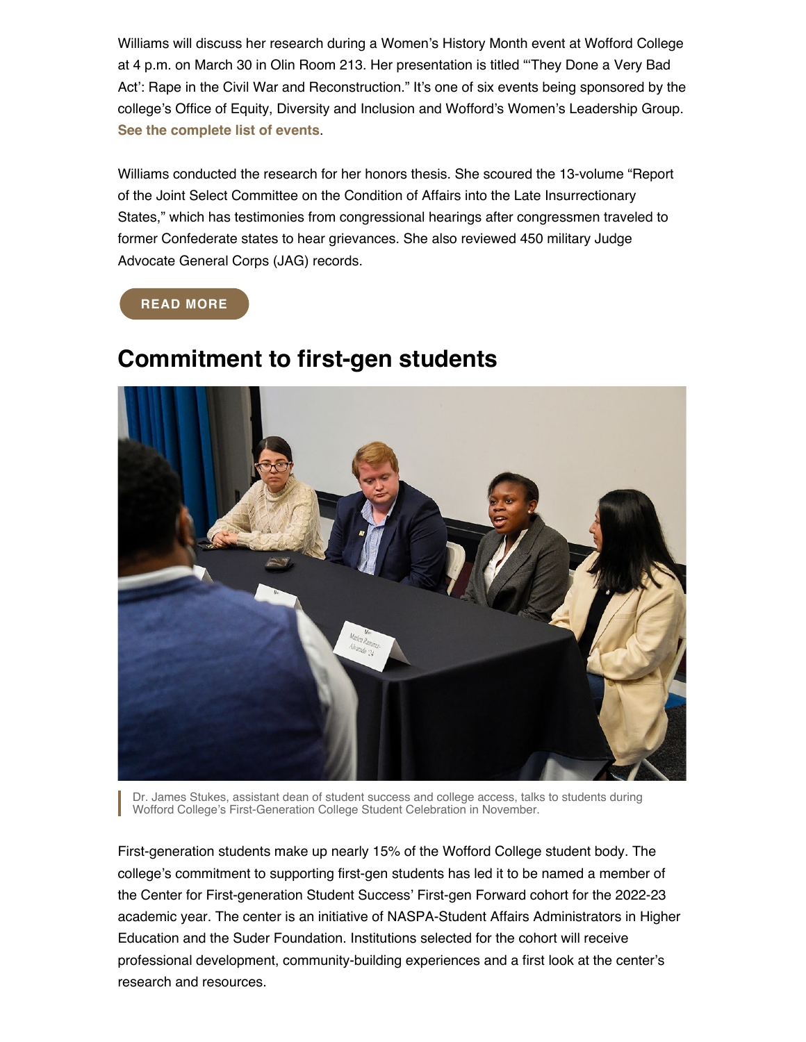Williams will discuss her research during a Women's History Month event at Wofford College at 4 p.m. on March 30 in Olin Room 213. Her presentation is titled "'They Done a Very Bad Act': Rape in the Civil War and Reconstruction." It's one of six events being sponsored by the college's Office of Equity, Diversity and Inclusion and Wofford's Women's Leadership Group. **See the complete list of events**.

Williams conducted the research for her honors thesis. She scoured the 13-volume "Report of the Joint Select Committee on the Condition of Affairs into the Late Insurrectionary States," which has testimonies from congressional hearings after congressmen traveled to former Confederate states to hear grievances. She also reviewed 450 military Judge Advocate General Corps (JAG) records.

**READ MORE**

## Commitment to first-gen students

Dr. James Stukes, assistant dean of student success and college access, talks to students during Wofford College's First-Generation College Student Celebration in November.

First-generation students make up nearly 15% of the Wofford College student body. The college's commitment to supporting first-gen students has led it to be named a member of the Center for First-generation Student Success' First-gen Forward cohort for the 2022-23 academic year. The center is an initiative of NASPA-Student Affairs Administrators in Higher Education and the Suder Foundation. Institutions selected for the cohort will receive professional development, community-building experiences and a first look at the center's research and resources.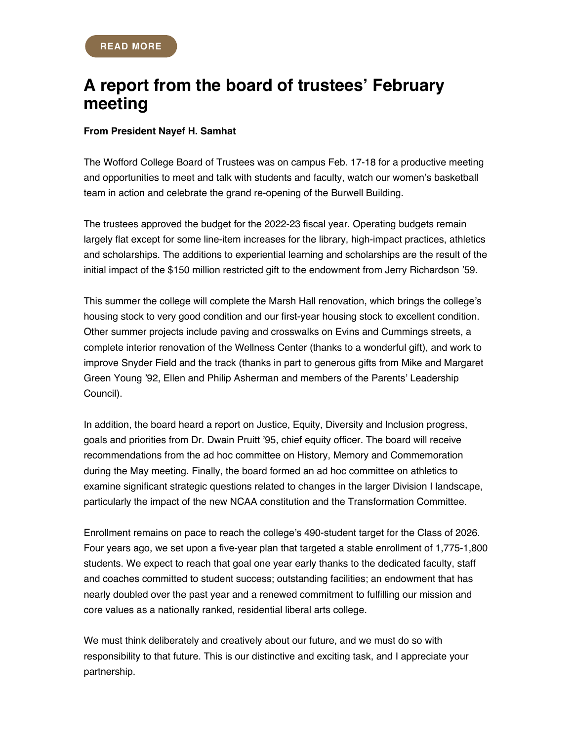READ MORE

## A report from the board of trustees' February meeting

**From President Nayef H. Samhat**

The Wofford College Board of Trustees was on campus Feb. 17-18 for a productive meeting and opportunities to meet and talk with students and faculty, watch our women's basketball team in action and celebrate the grand re-opening of the Burwell Building.

The trustees approved the budget for the 2022-23 fiscal year. Operating budgets remain largely flat except for some line-item increases for the library, high-impact practices, athletics and scholarships. The additions to experiential learning and scholarships are the result of the initial impact of the $150 million restricted gift to the endowment from Jerry Richardson '59.

This summer the college will complete the Marsh Hall renovation, which brings the college's housing stock to very good condition and our first-year housing stock to excellent condition. Other summer projects include paving and crosswalks on Evins and Cummings streets, a complete interior renovation of the Wellness Center (thanks to a wonderful gift), and work to improve Snyder Field and the track (thanks in part to generous gifts from Mike and Margaret Green Young '92, Ellen and Philip Asherman and members of the Parents' Leadership Council).

In addition, the board heard a report on Justice, Equity, Diversity and Inclusion progress, goals and priorities from Dr. Dwain Pruitt '95, chief equity officer. The board will receive recommendations from the ad hoc committee on History, Memory and Commemoration during the May meeting. Finally, the board formed an ad hoc committee on athletics to examine significant strategic questions related to changes in the larger Division I landscape, particularly the impact of the new NCAA constitution and the Transformation Committee.

Enrollment remains on pace to reach the college's 490-student target for the Class of 2026. Four years ago, we set upon a five-year plan that targeted a stable enrollment of 1,775-1,800 students. We expect to reach that goal one year early thanks to the dedicated faculty, staff and coaches committed to student success; outstanding facilities; an endowment that has nearly doubled over the past year and a renewed commitment to fulfilling our mission and core values as a nationally ranked, residential liberal arts college.

We must think deliberately and creatively about our future, and we must do so with responsibility to that future. This is our distinctive and exciting task, and I appreciate your partnership.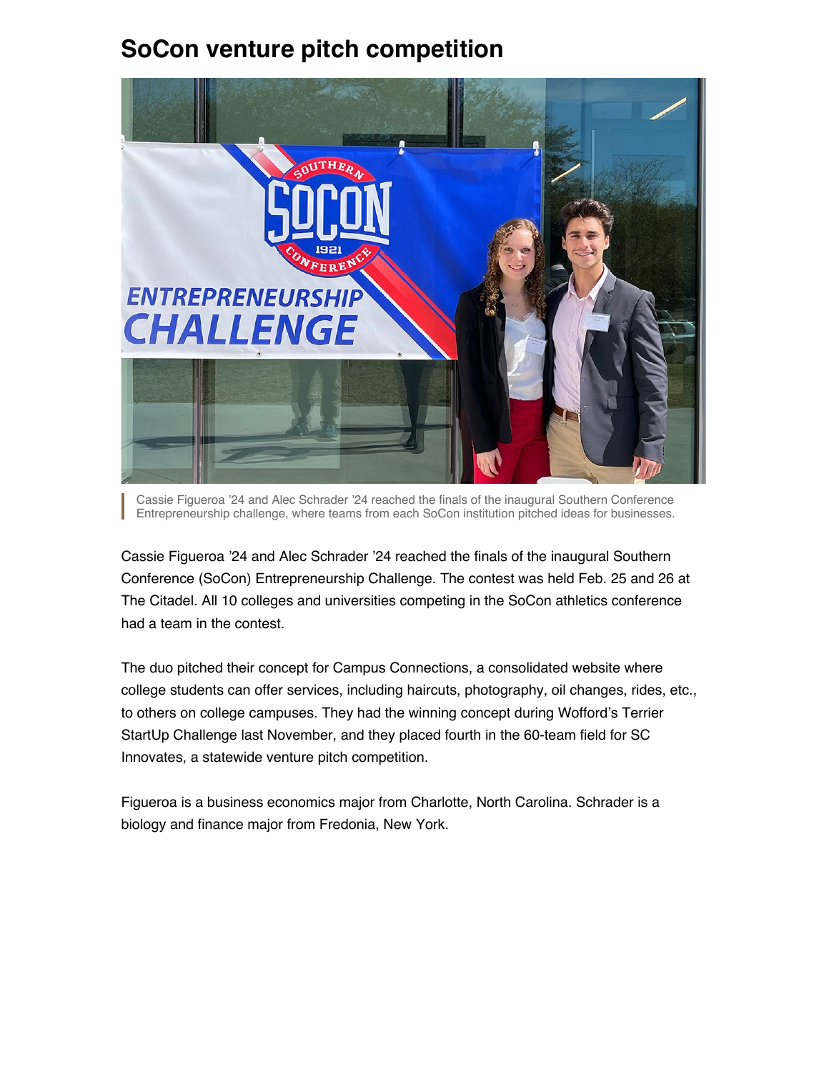# SoCon venture pitch competition

Cassie Figueroa '24 and Alec Schrader '24 reached the finals of the inaugural Southern Conference Entrepreneurship challenge, where teams from each SoCon institution pitched ideas for businesses.

Cassie Figueroa '24 and Alec Schrader '24 reached the finals of the inaugural Southern Conference (SoCon) Entrepreneurship Challenge. The contest was held Feb. 25 and 26 at The Citadel. All 10 colleges and universities competing in the SoCon athletics conference had a team in the contest.

The duo pitched their concept for Campus Connections, a consolidated website where college students can offer services, including haircuts, photography, oil changes, rides, etc., to others on college campuses. They had the winning concept during Wofford's Terrier StartUp Challenge last November, and they placed fourth in the 60-team field for SC Innovates, a statewide venture pitch competition.

Figueroa is a business economics major from Charlotte, North Carolina. Schrader is a biology and finance major from Fredonia, New York.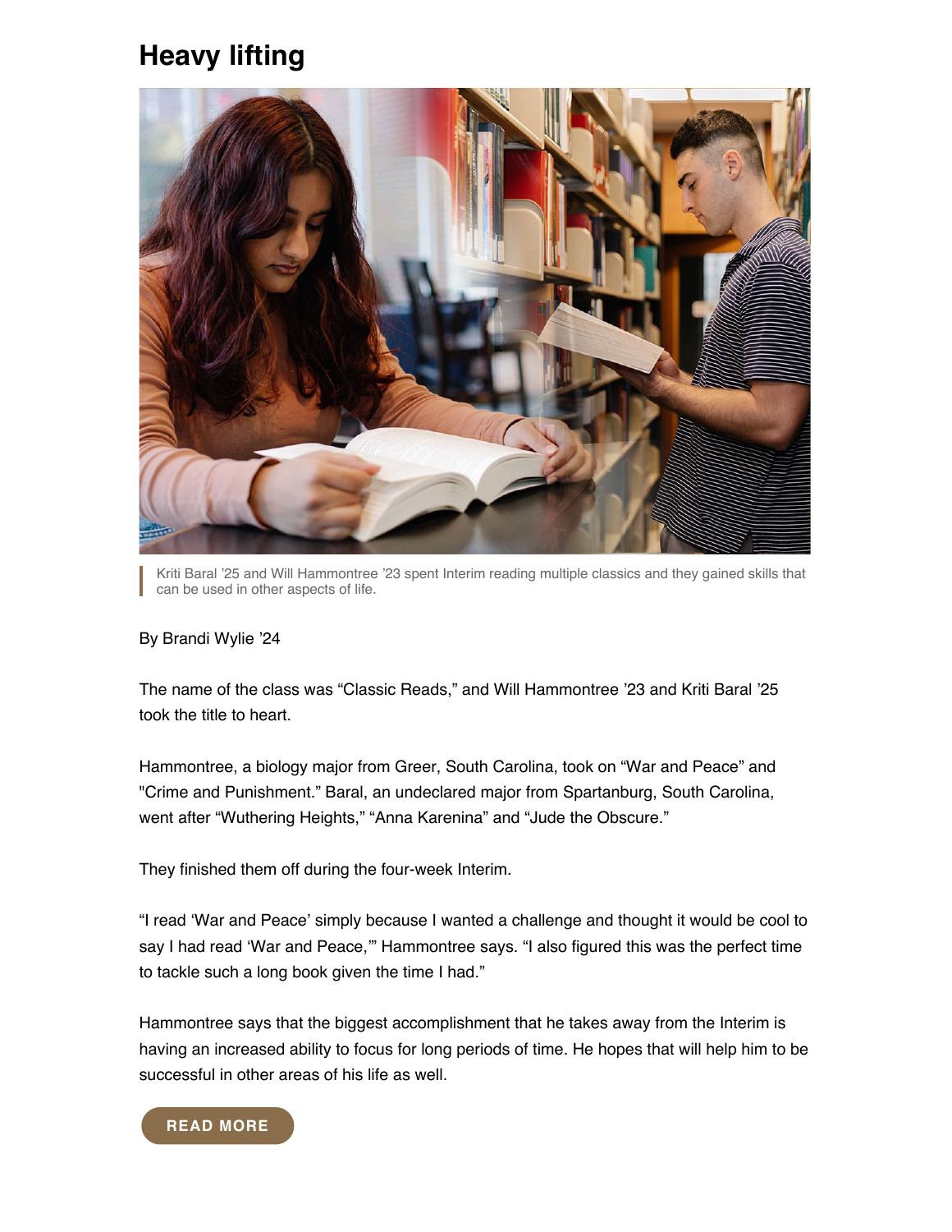# Heavy lifting

Kriti Baral '25 and Will Hammontree '23 spent Interim reading multiple classics and they gained skills that can be used in other aspects of life.

By Brandi Wylie '24

The name of the class was "Classic Reads," and Will Hammontree '23 and Kriti Baral '25 took the title to heart.

Hammontree, a biology major from Greer, South Carolina, took on "War and Peace" and "Crime and Punishment." Baral, an undeclared major from Spartanburg, South Carolina, went after "Wuthering Heights," "Anna Karenina" and "Jude the Obscure."

They finished them off during the four-week Interim.

"I read 'War and Peace' simply because I wanted a challenge and thought it would be cool to say I had read 'War and Peace,'" Hammontree says. "I also figured this was the perfect time to tackle such a long book given the time I had."

Hammontree says that the biggest accomplishment that he takes away from the Interim is having an increased ability to focus for long periods of time. He hopes that will help him to be successful in other areas of his life as well.

READ MORE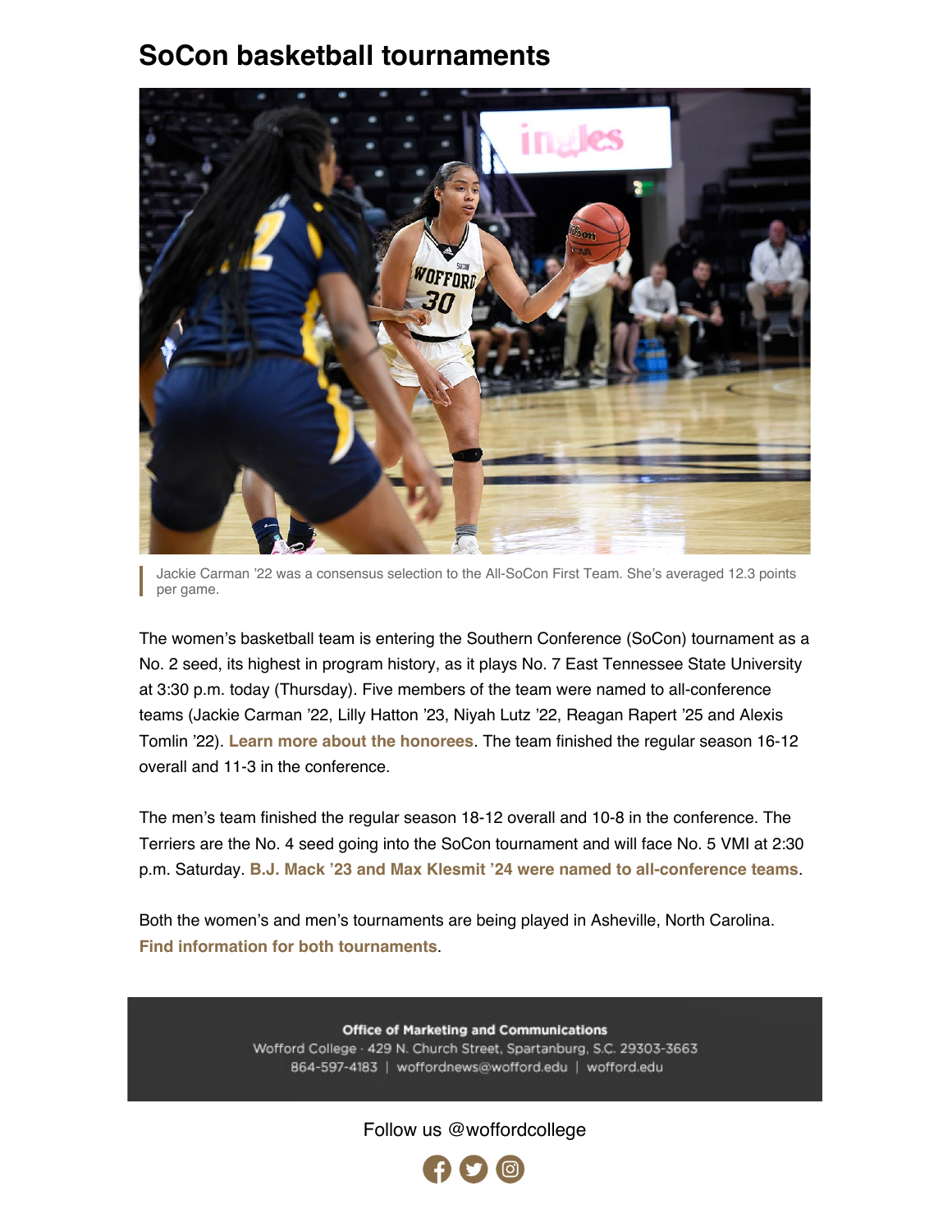# SoCon basketball tournaments

Jackie Carman '22 was a consensus selection to the All-SoCon First Team. She's averaged 12.3 points per game.

The women's basketball team is entering the Southern Conference (SoCon) tournament as a No. 2 seed, its highest in program history, as it plays No. 7 East Tennessee State University at 3:30 p.m. today (Thursday). Five members of the team were named to all-conference teams (Jackie Carman '22, Lilly Hatton '23, Niyah Lutz '22, Reagan Rapert '25 and Alexis Tomlin '22). **Learn more about the honorees**. The team finished the regular season 16-12 overall and 11-3 in the conference.

The men's team finished the regular season 18-12 overall and 10-8 in the conference. The Terriers are the No. 4 seed going into the SoCon tournament and will face No. 5 VMI at 2:30 p.m. Saturday. **B.J. Mack '23 and Max Klesmit '24 were named to all-conference teams**.

Both the women's and men's tournaments are being played in Asheville, North Carolina. **Find information for both tournaments**.

**Office of Marketing and Communications**
Wofford College · 429 N. Church Street, Spartanburg, S.C. 29303-3663
864-597-4183 | woffordnews@wofford.edu | wofford.edu

Follow us @woffordcollege